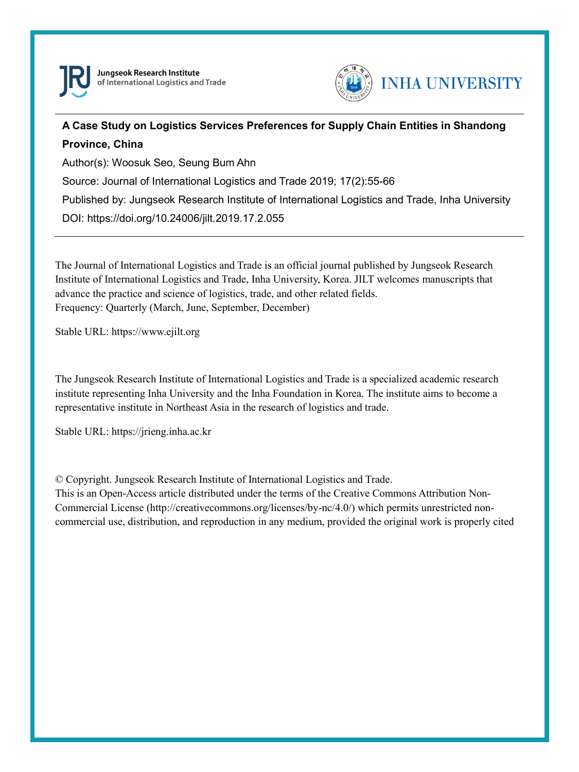Jungseok Research Institute of International Logistics and Trade

INHA UNIVERSITY

---

**A Case Study on Logistics Services Preferences for Supply Chain Entities in Shandong Province, China**

Author(s): Woosuk Seo, Seung Bum Ahn

Source: Journal of International Logistics and Trade 2019; 17(2):55-66

Published by: Jungseok Research Institute of International Logistics and Trade, Inha University

DOI: https://doi.org/10.24006/jilt.2019.17.2.055

---

The Journal of International Logistics and Trade is an official journal published by Jungseok Research Institute of International Logistics and Trade, Inha University, Korea. JILT welcomes manuscripts that advance the practice and science of logistics, trade, and other related fields.
Frequency: Quarterly (March, June, September, December)

Stable URL: https://www.ejilt.org

The Jungseok Research Institute of International Logistics and Trade is a specialized academic research institute representing Inha University and the Inha Foundation in Korea. The institute aims to become a representative institute in Northeast Asia in the research of logistics and trade.

Stable URL: https://jrieng.inha.ac.kr

© Copyright. Jungseok Research Institute of International Logistics and Trade.
This is an Open-Access article distributed under the terms of the Creative Commons Attribution Non-Commercial License (http://creativecommons.org/licenses/by-nc/4.0/) which permits unrestricted non-commercial use, distribution, and reproduction in any medium, provided the original work is properly cited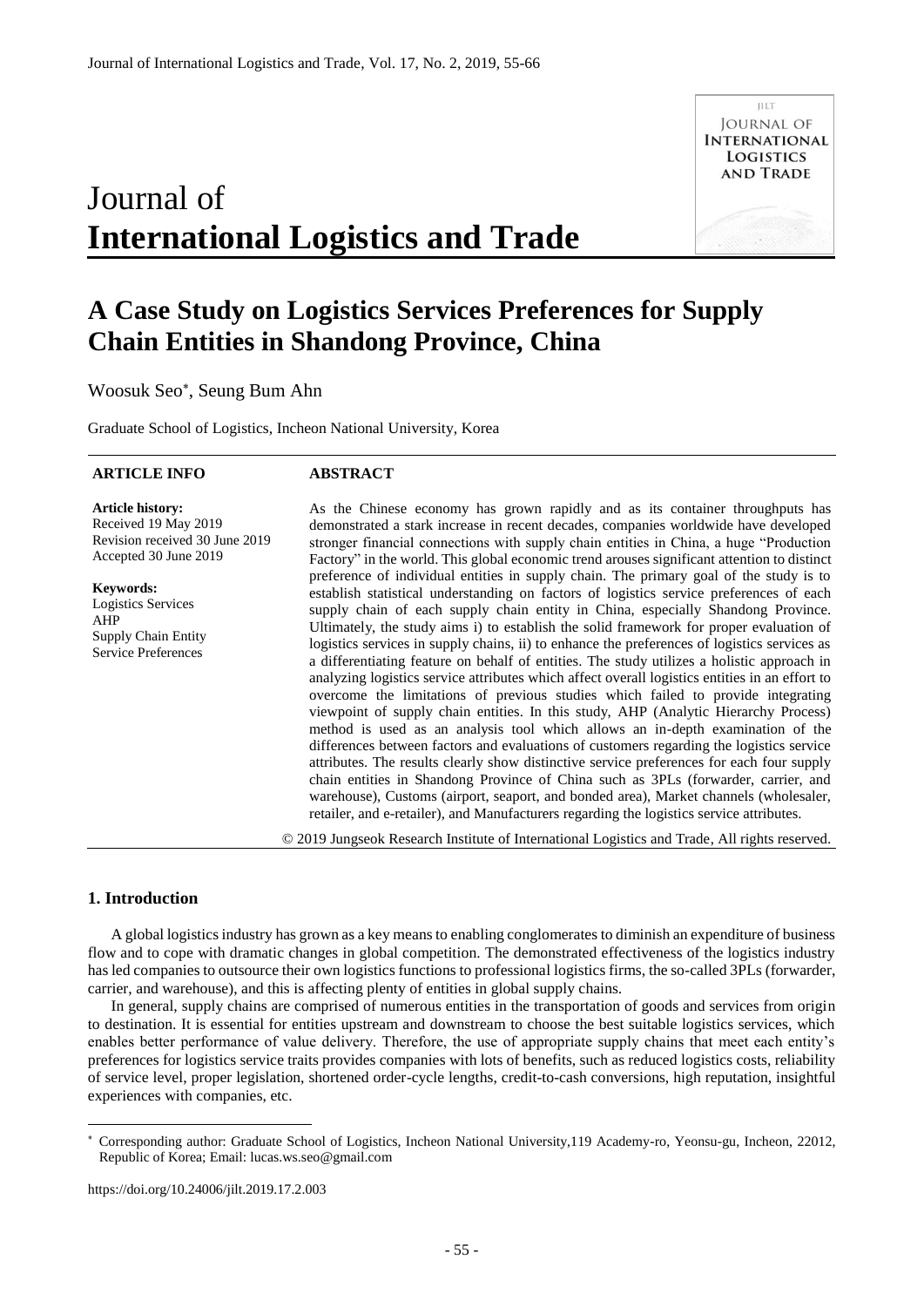# Journal of **International Logistics and Trade**

# A Case Study on Logistics Services Preferences for Supply Chain Entities in Shandong Province, China

Woosuk Seo[*], Seung Bum Ahn

Graduate School of Logistics, Incheon National University, Korea

**ARTICLE INFO**

**Article history:**
Received 19 May 2019
Revision received 30 June 2019
Accepted 30 June 2019

**Keywords:**
Logistics Services
AHP
Supply Chain Entity
Service Preferences

**ABSTRACT**

As the Chinese economy has grown rapidly and as its container throughputs has demonstrated a stark increase in recent decades, companies worldwide have developed stronger financial connections with supply chain entities in China, a huge "Production Factory" in the world. This global economic trend arouses significant attention to distinct preference of individual entities in supply chain. The primary goal of the study is to establish statistical understanding on factors of logistics service preferences of each supply chain of each supply chain entity in China, especially Shandong Province. Ultimately, the study aims i) to establish the solid framework for proper evaluation of logistics services in supply chains, ii) to enhance the preferences of logistics services as a differentiating feature on behalf of entities. The study utilizes a holistic approach in analyzing logistics service attributes which affect overall logistics entities in an effort to overcome the limitations of previous studies which failed to provide integrating viewpoint of supply chain entities. In this study, AHP (Analytic Hierarchy Process) method is used as an analysis tool which allows an in-depth examination of the differences between factors and evaluations of customers regarding the logistics service attributes. The results clearly show distinctive service preferences for each four supply chain entities in Shandong Province of China such as 3PLs (forwarder, carrier, and warehouse), Customs (airport, seaport, and bonded area), Market channels (wholesaler, retailer, and e-retailer), and Manufacturers regarding the logistics service attributes.

© 2019 Jungseok Research Institute of International Logistics and Trade, All rights reserved.

## 1. Introduction

A global logistics industry has grown as a key means to enabling conglomerates to diminish an expenditure of business flow and to cope with dramatic changes in global competition. The demonstrated effectiveness of the logistics industry has led companies to outsource their own logistics functions to professional logistics firms, the so-called 3PLs (forwarder, carrier, and warehouse), and this is affecting plenty of entities in global supply chains.

In general, supply chains are comprised of numerous entities in the transportation of goods and services from origin to destination. It is essential for entities upstream and downstream to choose the best suitable logistics services, which enables better performance of value delivery. Therefore, the use of appropriate supply chains that meet each entity's preferences for logistics service traits provides companies with lots of benefits, such as reduced logistics costs, reliability of service level, proper legislation, shortened order-cycle lengths, credit-to-cash conversions, high reputation, insightful experiences with companies, etc.

[*] Corresponding author: Graduate School of Logistics, Incheon National University,119 Academy-ro, Yeonsu-gu, Incheon, 22012, Republic of Korea; Email: lucas.ws.seo@gmail.com

https://doi.org/10.24006/jilt.2019.17.2.003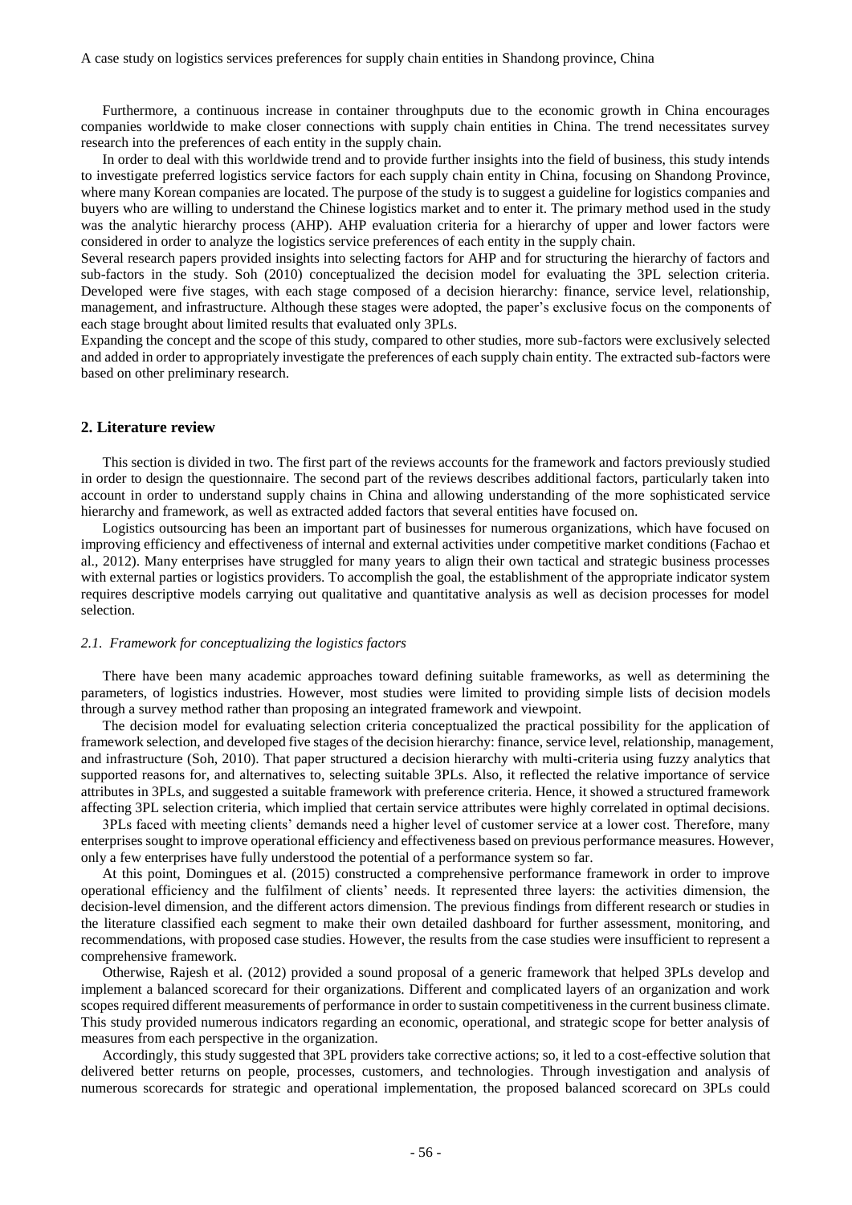Furthermore, a continuous increase in container throughputs due to the economic growth in China encourages companies worldwide to make closer connections with supply chain entities in China. The trend necessitates survey research into the preferences of each entity in the supply chain.

In order to deal with this worldwide trend and to provide further insights into the field of business, this study intends to investigate preferred logistics service factors for each supply chain entity in China, focusing on Shandong Province, where many Korean companies are located. The purpose of the study is to suggest a guideline for logistics companies and buyers who are willing to understand the Chinese logistics market and to enter it. The primary method used in the study was the analytic hierarchy process (AHP). AHP evaluation criteria for a hierarchy of upper and lower factors were considered in order to analyze the logistics service preferences of each entity in the supply chain.

Several research papers provided insights into selecting factors for AHP and for structuring the hierarchy of factors and sub-factors in the study. Soh (2010) conceptualized the decision model for evaluating the 3PL selection criteria. Developed were five stages, with each stage composed of a decision hierarchy: finance, service level, relationship, management, and infrastructure. Although these stages were adopted, the paper's exclusive focus on the components of each stage brought about limited results that evaluated only 3PLs.

Expanding the concept and the scope of this study, compared to other studies, more sub-factors were exclusively selected and added in order to appropriately investigate the preferences of each supply chain entity. The extracted sub-factors were based on other preliminary research.

## 2. Literature review

This section is divided in two. The first part of the reviews accounts for the framework and factors previously studied in order to design the questionnaire. The second part of the reviews describes additional factors, particularly taken into account in order to understand supply chains in China and allowing understanding of the more sophisticated service hierarchy and framework, as well as extracted added factors that several entities have focused on.

Logistics outsourcing has been an important part of businesses for numerous organizations, which have focused on improving efficiency and effectiveness of internal and external activities under competitive market conditions (Fachao et al., 2012). Many enterprises have struggled for many years to align their own tactical and strategic business processes with external parties or logistics providers. To accomplish the goal, the establishment of the appropriate indicator system requires descriptive models carrying out qualitative and quantitative analysis as well as decision processes for model selection.

### *2.1. Framework for conceptualizing the logistics factors*

There have been many academic approaches toward defining suitable frameworks, as well as determining the parameters, of logistics industries. However, most studies were limited to providing simple lists of decision models through a survey method rather than proposing an integrated framework and viewpoint.

The decision model for evaluating selection criteria conceptualized the practical possibility for the application of framework selection, and developed five stages of the decision hierarchy: finance, service level, relationship, management, and infrastructure (Soh, 2010). That paper structured a decision hierarchy with multi-criteria using fuzzy analytics that supported reasons for, and alternatives to, selecting suitable 3PLs. Also, it reflected the relative importance of service attributes in 3PLs, and suggested a suitable framework with preference criteria. Hence, it showed a structured framework affecting 3PL selection criteria, which implied that certain service attributes were highly correlated in optimal decisions.

3PLs faced with meeting clients' demands need a higher level of customer service at a lower cost. Therefore, many enterprises sought to improve operational efficiency and effectiveness based on previous performance measures. However, only a few enterprises have fully understood the potential of a performance system so far.

At this point, Domingues et al. (2015) constructed a comprehensive performance framework in order to improve operational efficiency and the fulfilment of clients' needs. It represented three layers: the activities dimension, the decision-level dimension, and the different actors dimension. The previous findings from different research or studies in the literature classified each segment to make their own detailed dashboard for further assessment, monitoring, and recommendations, with proposed case studies. However, the results from the case studies were insufficient to represent a comprehensive framework.

Otherwise, Rajesh et al. (2012) provided a sound proposal of a generic framework that helped 3PLs develop and implement a balanced scorecard for their organizations. Different and complicated layers of an organization and work scopes required different measurements of performance in order to sustain competitiveness in the current business climate. This study provided numerous indicators regarding an economic, operational, and strategic scope for better analysis of measures from each perspective in the organization.

Accordingly, this study suggested that 3PL providers take corrective actions; so, it led to a cost-effective solution that delivered better returns on people, processes, customers, and technologies. Through investigation and analysis of numerous scorecards for strategic and operational implementation, the proposed balanced scorecard on 3PLs could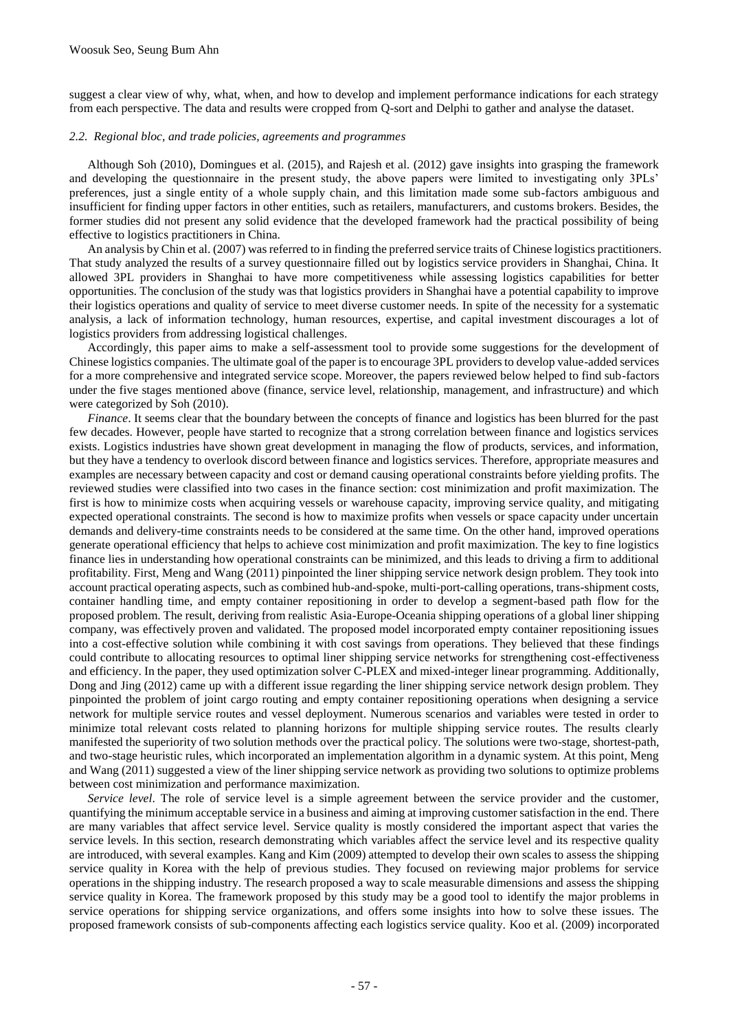suggest a clear view of why, what, when, and how to develop and implement performance indications for each strategy from each perspective. The data and results were cropped from Q-sort and Delphi to gather and analyse the dataset.

### *2.2. Regional bloc, and trade policies, agreements and programmes*

Although Soh (2010), Domingues et al. (2015), and Rajesh et al. (2012) gave insights into grasping the framework and developing the questionnaire in the present study, the above papers were limited to investigating only 3PLs' preferences, just a single entity of a whole supply chain, and this limitation made some sub-factors ambiguous and insufficient for finding upper factors in other entities, such as retailers, manufacturers, and customs brokers. Besides, the former studies did not present any solid evidence that the developed framework had the practical possibility of being effective to logistics practitioners in China.

An analysis by Chin et al. (2007) was referred to in finding the preferred service traits of Chinese logistics practitioners. That study analyzed the results of a survey questionnaire filled out by logistics service providers in Shanghai, China. It allowed 3PL providers in Shanghai to have more competitiveness while assessing logistics capabilities for better opportunities. The conclusion of the study was that logistics providers in Shanghai have a potential capability to improve their logistics operations and quality of service to meet diverse customer needs. In spite of the necessity for a systematic analysis, a lack of information technology, human resources, expertise, and capital investment discourages a lot of logistics providers from addressing logistical challenges.

Accordingly, this paper aims to make a self-assessment tool to provide some suggestions for the development of Chinese logistics companies. The ultimate goal of the paper is to encourage 3PL providers to develop value-added services for a more comprehensive and integrated service scope. Moreover, the papers reviewed below helped to find sub-factors under the five stages mentioned above (finance, service level, relationship, management, and infrastructure) and which were categorized by Soh (2010).

*Finance*. It seems clear that the boundary between the concepts of finance and logistics has been blurred for the past few decades. However, people have started to recognize that a strong correlation between finance and logistics services exists. Logistics industries have shown great development in managing the flow of products, services, and information, but they have a tendency to overlook discord between finance and logistics services. Therefore, appropriate measures and examples are necessary between capacity and cost or demand causing operational constraints before yielding profits. The reviewed studies were classified into two cases in the finance section: cost minimization and profit maximization. The first is how to minimize costs when acquiring vessels or warehouse capacity, improving service quality, and mitigating expected operational constraints. The second is how to maximize profits when vessels or space capacity under uncertain demands and delivery-time constraints needs to be considered at the same time. On the other hand, improved operations generate operational efficiency that helps to achieve cost minimization and profit maximization. The key to fine logistics finance lies in understanding how operational constraints can be minimized, and this leads to driving a firm to additional profitability. First, Meng and Wang (2011) pinpointed the liner shipping service network design problem. They took into account practical operating aspects, such as combined hub-and-spoke, multi-port-calling operations, trans-shipment costs, container handling time, and empty container repositioning in order to develop a segment-based path flow for the proposed problem. The result, deriving from realistic Asia-Europe-Oceania shipping operations of a global liner shipping company, was effectively proven and validated. The proposed model incorporated empty container repositioning issues into a cost-effective solution while combining it with cost savings from operations. They believed that these findings could contribute to allocating resources to optimal liner shipping service networks for strengthening cost-effectiveness and efficiency. In the paper, they used optimization solver C-PLEX and mixed-integer linear programming. Additionally, Dong and Jing (2012) came up with a different issue regarding the liner shipping service network design problem. They pinpointed the problem of joint cargo routing and empty container repositioning operations when designing a service network for multiple service routes and vessel deployment. Numerous scenarios and variables were tested in order to minimize total relevant costs related to planning horizons for multiple shipping service routes. The results clearly manifested the superiority of two solution methods over the practical policy. The solutions were two-stage, shortest-path, and two-stage heuristic rules, which incorporated an implementation algorithm in a dynamic system. At this point, Meng and Wang (2011) suggested a view of the liner shipping service network as providing two solutions to optimize problems between cost minimization and performance maximization.

*Service level*. The role of service level is a simple agreement between the service provider and the customer, quantifying the minimum acceptable service in a business and aiming at improving customer satisfaction in the end. There are many variables that affect service level. Service quality is mostly considered the important aspect that varies the service levels. In this section, research demonstrating which variables affect the service level and its respective quality are introduced, with several examples. Kang and Kim (2009) attempted to develop their own scales to assess the shipping service quality in Korea with the help of previous studies. They focused on reviewing major problems for service operations in the shipping industry. The research proposed a way to scale measurable dimensions and assess the shipping service quality in Korea. The framework proposed by this study may be a good tool to identify the major problems in service operations for shipping service organizations, and offers some insights into how to solve these issues. The proposed framework consists of sub-components affecting each logistics service quality. Koo et al. (2009) incorporated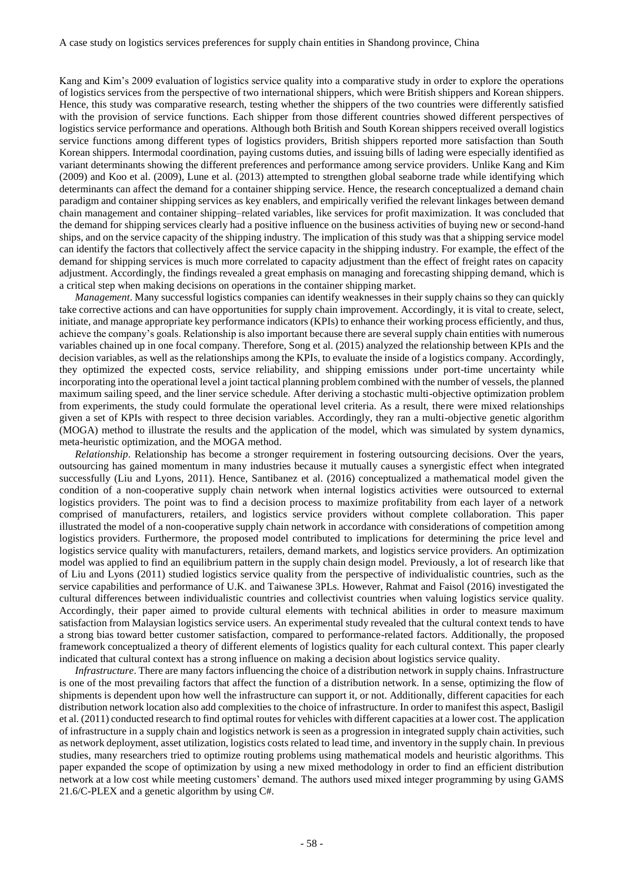Kang and Kim's 2009 evaluation of logistics service quality into a comparative study in order to explore the operations of logistics services from the perspective of two international shippers, which were British shippers and Korean shippers. Hence, this study was comparative research, testing whether the shippers of the two countries were differently satisfied with the provision of service functions. Each shipper from those different countries showed different perspectives of logistics service performance and operations. Although both British and South Korean shippers received overall logistics service functions among different types of logistics providers, British shippers reported more satisfaction than South Korean shippers. Intermodal coordination, paying customs duties, and issuing bills of lading were especially identified as variant determinants showing the different preferences and performance among service providers. Unlike Kang and Kim (2009) and Koo et al. (2009), Lune et al. (2013) attempted to strengthen global seaborne trade while identifying which determinants can affect the demand for a container shipping service. Hence, the research conceptualized a demand chain paradigm and container shipping services as key enablers, and empirically verified the relevant linkages between demand chain management and container shipping–related variables, like services for profit maximization. It was concluded that the demand for shipping services clearly had a positive influence on the business activities of buying new or second-hand ships, and on the service capacity of the shipping industry. The implication of this study was that a shipping service model can identify the factors that collectively affect the service capacity in the shipping industry. For example, the effect of the demand for shipping services is much more correlated to capacity adjustment than the effect of freight rates on capacity adjustment. Accordingly, the findings revealed a great emphasis on managing and forecasting shipping demand, which is a critical step when making decisions on operations in the container shipping market.

*Management*. Many successful logistics companies can identify weaknesses in their supply chains so they can quickly take corrective actions and can have opportunities for supply chain improvement. Accordingly, it is vital to create, select, initiate, and manage appropriate key performance indicators (KPIs) to enhance their working process efficiently, and thus, achieve the company's goals. Relationship is also important because there are several supply chain entities with numerous variables chained up in one focal company. Therefore, Song et al. (2015) analyzed the relationship between KPIs and the decision variables, as well as the relationships among the KPIs, to evaluate the inside of a logistics company. Accordingly, they optimized the expected costs, service reliability, and shipping emissions under port-time uncertainty while incorporating into the operational level a joint tactical planning problem combined with the number of vessels, the planned maximum sailing speed, and the liner service schedule. After deriving a stochastic multi-objective optimization problem from experiments, the study could formulate the operational level criteria. As a result, there were mixed relationships given a set of KPIs with respect to three decision variables. Accordingly, they ran a multi-objective genetic algorithm (MOGA) method to illustrate the results and the application of the model, which was simulated by system dynamics, meta-heuristic optimization, and the MOGA method.

*Relationship*. Relationship has become a stronger requirement in fostering outsourcing decisions. Over the years, outsourcing has gained momentum in many industries because it mutually causes a synergistic effect when integrated successfully (Liu and Lyons, 2011). Hence, Santibanez et al. (2016) conceptualized a mathematical model given the condition of a non-cooperative supply chain network when internal logistics activities were outsourced to external logistics providers. The point was to find a decision process to maximize profitability from each layer of a network comprised of manufacturers, retailers, and logistics service providers without complete collaboration. This paper illustrated the model of a non-cooperative supply chain network in accordance with considerations of competition among logistics providers. Furthermore, the proposed model contributed to implications for determining the price level and logistics service quality with manufacturers, retailers, demand markets, and logistics service providers. An optimization model was applied to find an equilibrium pattern in the supply chain design model. Previously, a lot of research like that of Liu and Lyons (2011) studied logistics service quality from the perspective of individualistic countries, such as the service capabilities and performance of U.K. and Taiwanese 3PLs. However, Rahmat and Faisol (2016) investigated the cultural differences between individualistic countries and collectivist countries when valuing logistics service quality. Accordingly, their paper aimed to provide cultural elements with technical abilities in order to measure maximum satisfaction from Malaysian logistics service users. An experimental study revealed that the cultural context tends to have a strong bias toward better customer satisfaction, compared to performance-related factors. Additionally, the proposed framework conceptualized a theory of different elements of logistics quality for each cultural context. This paper clearly indicated that cultural context has a strong influence on making a decision about logistics service quality.

*Infrastructure*. There are many factors influencing the choice of a distribution network in supply chains. Infrastructure is one of the most prevailing factors that affect the function of a distribution network. In a sense, optimizing the flow of shipments is dependent upon how well the infrastructure can support it, or not. Additionally, different capacities for each distribution network location also add complexities to the choice of infrastructure. In order to manifest this aspect, Basligil et al. (2011) conducted research to find optimal routes for vehicles with different capacities at a lower cost. The application of infrastructure in a supply chain and logistics network is seen as a progression in integrated supply chain activities, such as network deployment, asset utilization, logistics costs related to lead time, and inventory in the supply chain. In previous studies, many researchers tried to optimize routing problems using mathematical models and heuristic algorithms. This paper expanded the scope of optimization by using a new mixed methodology in order to find an efficient distribution network at a low cost while meeting customers' demand. The authors used mixed integer programming by using GAMS 21.6/C-PLEX and a genetic algorithm by using C#.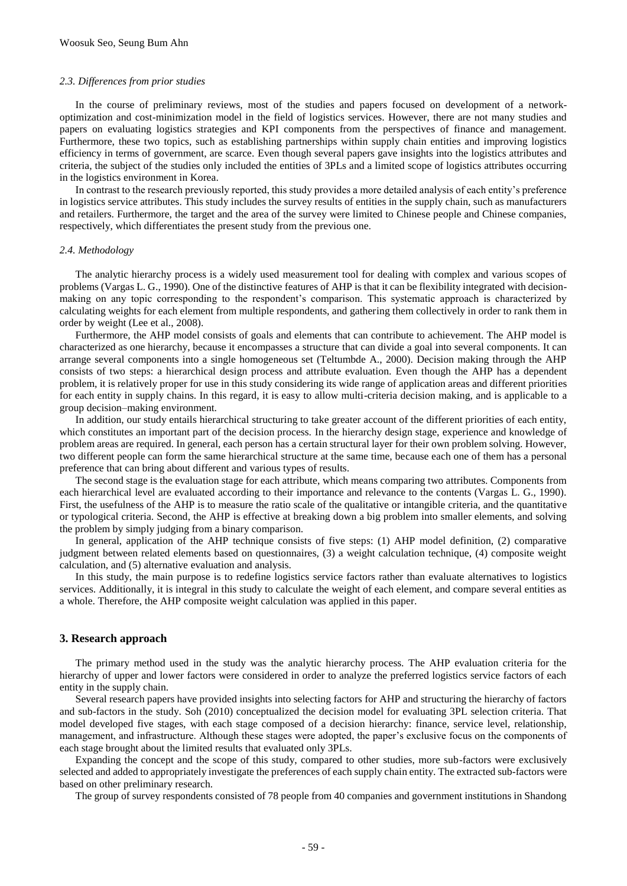### *2.3. Differences from prior studies*

In the course of preliminary reviews, most of the studies and papers focused on development of a network-optimization and cost-minimization model in the field of logistics services. However, there are not many studies and papers on evaluating logistics strategies and KPI components from the perspectives of finance and management. Furthermore, these two topics, such as establishing partnerships within supply chain entities and improving logistics efficiency in terms of government, are scarce. Even though several papers gave insights into the logistics attributes and criteria, the subject of the studies only included the entities of 3PLs and a limited scope of logistics attributes occurring in the logistics environment in Korea.

In contrast to the research previously reported, this study provides a more detailed analysis of each entity's preference in logistics service attributes. This study includes the survey results of entities in the supply chain, such as manufacturers and retailers. Furthermore, the target and the area of the survey were limited to Chinese people and Chinese companies, respectively, which differentiates the present study from the previous one.

### *2.4. Methodology*

The analytic hierarchy process is a widely used measurement tool for dealing with complex and various scopes of problems (Vargas L. G., 1990). One of the distinctive features of AHP is that it can be flexibility integrated with decision-making on any topic corresponding to the respondent's comparison. This systematic approach is characterized by calculating weights for each element from multiple respondents, and gathering them collectively in order to rank them in order by weight (Lee et al., 2008).

Furthermore, the AHP model consists of goals and elements that can contribute to achievement. The AHP model is characterized as one hierarchy, because it encompasses a structure that can divide a goal into several components. It can arrange several components into a single homogeneous set (Teltumbde A., 2000). Decision making through the AHP consists of two steps: a hierarchical design process and attribute evaluation. Even though the AHP has a dependent problem, it is relatively proper for use in this study considering its wide range of application areas and different priorities for each entity in supply chains. In this regard, it is easy to allow multi-criteria decision making, and is applicable to a group decision–making environment.

In addition, our study entails hierarchical structuring to take greater account of the different priorities of each entity, which constitutes an important part of the decision process. In the hierarchy design stage, experience and knowledge of problem areas are required. In general, each person has a certain structural layer for their own problem solving. However, two different people can form the same hierarchical structure at the same time, because each one of them has a personal preference that can bring about different and various types of results.

The second stage is the evaluation stage for each attribute, which means comparing two attributes. Components from each hierarchical level are evaluated according to their importance and relevance to the contents (Vargas L. G., 1990). First, the usefulness of the AHP is to measure the ratio scale of the qualitative or intangible criteria, and the quantitative or typological criteria. Second, the AHP is effective at breaking down a big problem into smaller elements, and solving the problem by simply judging from a binary comparison.

In general, application of the AHP technique consists of five steps: (1) AHP model definition, (2) comparative judgment between related elements based on questionnaires, (3) a weight calculation technique, (4) composite weight calculation, and (5) alternative evaluation and analysis.

In this study, the main purpose is to redefine logistics service factors rather than evaluate alternatives to logistics services. Additionally, it is integral in this study to calculate the weight of each element, and compare several entities as a whole. Therefore, the AHP composite weight calculation was applied in this paper.

## 3. Research approach

The primary method used in the study was the analytic hierarchy process. The AHP evaluation criteria for the hierarchy of upper and lower factors were considered in order to analyze the preferred logistics service factors of each entity in the supply chain.

Several research papers have provided insights into selecting factors for AHP and structuring the hierarchy of factors and sub-factors in the study. Soh (2010) conceptualized the decision model for evaluating 3PL selection criteria. That model developed five stages, with each stage composed of a decision hierarchy: finance, service level, relationship, management, and infrastructure. Although these stages were adopted, the paper's exclusive focus on the components of each stage brought about the limited results that evaluated only 3PLs.

Expanding the concept and the scope of this study, compared to other studies, more sub-factors were exclusively selected and added to appropriately investigate the preferences of each supply chain entity. The extracted sub-factors were based on other preliminary research.

The group of survey respondents consisted of 78 people from 40 companies and government institutions in Shandong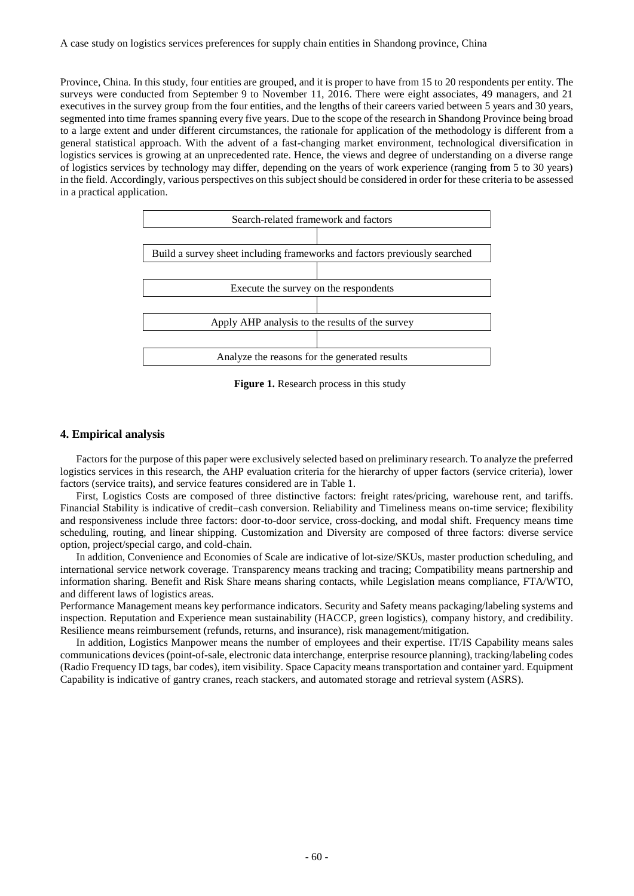Province, China. In this study, four entities are grouped, and it is proper to have from 15 to 20 respondents per entity. The surveys were conducted from September 9 to November 11, 2016. There were eight associates, 49 managers, and 21 executives in the survey group from the four entities, and the lengths of their careers varied between 5 years and 30 years, segmented into time frames spanning every five years. Due to the scope of the research in Shandong Province being broad to a large extent and under different circumstances, the rationale for application of the methodology is different from a general statistical approach. With the advent of a fast-changing market environment, technological diversification in logistics services is growing at an unprecedented rate. Hence, the views and degree of understanding on a diverse range of logistics services by technology may differ, depending on the years of work experience (ranging from 5 to 30 years) in the field. Accordingly, various perspectives on this subject should be considered in order for these criteria to be assessed in a practical application.

| Search-related framework and factors |
|---|
| Build a survey sheet including frameworks and factors previously searched |
| Execute the survey on the respondents |
| Apply AHP analysis to the results of the survey |
| Analyze the reasons for the generated results |

**Figure 1.** Research process in this study

## 4. Empirical analysis

Factors for the purpose of this paper were exclusively selected based on preliminary research. To analyze the preferred logistics services in this research, the AHP evaluation criteria for the hierarchy of upper factors (service criteria), lower factors (service traits), and service features considered are in Table 1.

First, Logistics Costs are composed of three distinctive factors: freight rates/pricing, warehouse rent, and tariffs. Financial Stability is indicative of credit–cash conversion. Reliability and Timeliness means on-time service; flexibility and responsiveness include three factors: door-to-door service, cross-docking, and modal shift. Frequency means time scheduling, routing, and linear shipping. Customization and Diversity are composed of three factors: diverse service option, project/special cargo, and cold-chain.

In addition, Convenience and Economies of Scale are indicative of lot-size/SKUs, master production scheduling, and international service network coverage. Transparency means tracking and tracing; Compatibility means partnership and information sharing. Benefit and Risk Share means sharing contacts, while Legislation means compliance, FTA/WTO, and different laws of logistics areas.

Performance Management means key performance indicators. Security and Safety means packaging/labeling systems and inspection. Reputation and Experience mean sustainability (HACCP, green logistics), company history, and credibility. Resilience means reimbursement (refunds, returns, and insurance), risk management/mitigation.

In addition, Logistics Manpower means the number of employees and their expertise. IT/IS Capability means sales communications devices (point-of-sale, electronic data interchange, enterprise resource planning), tracking/labeling codes (Radio Frequency ID tags, bar codes), item visibility. Space Capacity means transportation and container yard. Equipment Capability is indicative of gantry cranes, reach stackers, and automated storage and retrieval system (ASRS).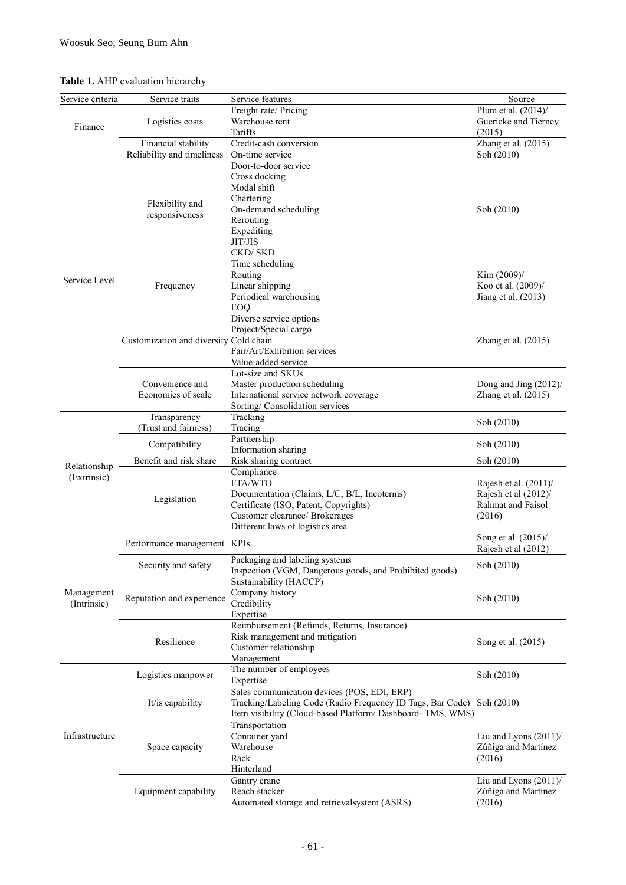**Table 1.** AHP evaluation hierarchy

| Service criteria | Service traits | Service features | Source |
|---|---|---|---|
| Finance | Logistics costs | Freight rate/ Pricing<br>Warehouse rent<br>Tariffs | Plum et al. (2014)/<br>Guericke and Tierney (2015) |
| | Financial stability | Credit-cash conversion | Zhang et al. (2015) |
| Service Level | Reliability and timeliness | On-time service | Soh (2010) |
| | Flexibility and responsiveness | Door-to-door service<br>Cross docking<br>Modal shift<br>Chartering<br>On-demand scheduling<br>Rerouting<br>Expediting<br>JIT/JIS<br>CKD/ SKD | Soh (2010) |
| | Frequency | Time scheduling<br>Routing<br>Linear shipping<br>Periodical warehousing<br>EOQ | Kim (2009)/<br>Koo et al. (2009)/<br>Jiang et al. (2013) |
| | Customization and diversity | Diverse service options<br>Project/Special cargo<br>Cold chain<br>Fair/Art/Exhibition services<br>Value-added service | Zhang et al. (2015) |
| | Convenience and Economies of scale | Lot-size and SKUs<br>Master production scheduling<br>International service network coverage<br>Sorting/ Consolidation services | Dong and Jing (2012)/<br>Zhang et al. (2015) |
| Relationship (Extrinsic) | Transparency (Trust and fairness) | Tracking<br>Tracing | Soh (2010) |
| | Compatibility | Partnership<br>Information sharing | Soh (2010) |
| | Benefit and risk share | Risk sharing contract | Soh (2010) |
| | Legislation | Compliance<br>FTA/WTO<br>Documentation (Claims, L/C, B/L, Incoterms)<br>Certificate (ISO, Patent, Copyrights)<br>Customer clearance/ Brokerages<br>Different laws of logistics area | Rajesh et al. (2011)/<br>Rajesh et al (2012)/<br>Rahmat and Faisol (2016) |
| Management (Intrinsic) | Performance management | KPIs | Song et al. (2015)/<br>Rajesh et al (2012) |
| | Security and safety | Packaging and labeling systems<br>Inspection (VGM, Dangerous goods, and Prohibited goods) | Soh (2010) |
| | Reputation and experience | Sustainability (HACCP)<br>Company history<br>Credibility<br>Expertise | Soh (2010) |
| | Resilience | Reimbursement (Refunds, Returns, Insurance)<br>Risk management and mitigation<br>Customer relationship<br>Management | Song et al. (2015) |
| Infrastructure | Logistics manpower | The number of employees<br>Expertise | Soh (2010) |
| | It/is capability | Sales communication devices (POS, EDI, ERP)<br>Tracking/Labeling Code (Radio Frequency ID Tags, Bar Code)<br>Item visibility (Cloud-based Platform/ Dashboard- TMS, WMS) | Soh (2010) |
| | Space capacity | Transportation<br>Container yard<br>Warehouse<br>Rack<br>Hinterland | Liu and Lyons (2011)/<br>Zúñiga and Martínez (2016) |
| | Equipment capability | Gantry crane<br>Reach stacker<br>Automated storage and retrievalsystem (ASRS) | Liu and Lyons (2011)/<br>Zúñiga and Martínez (2016) |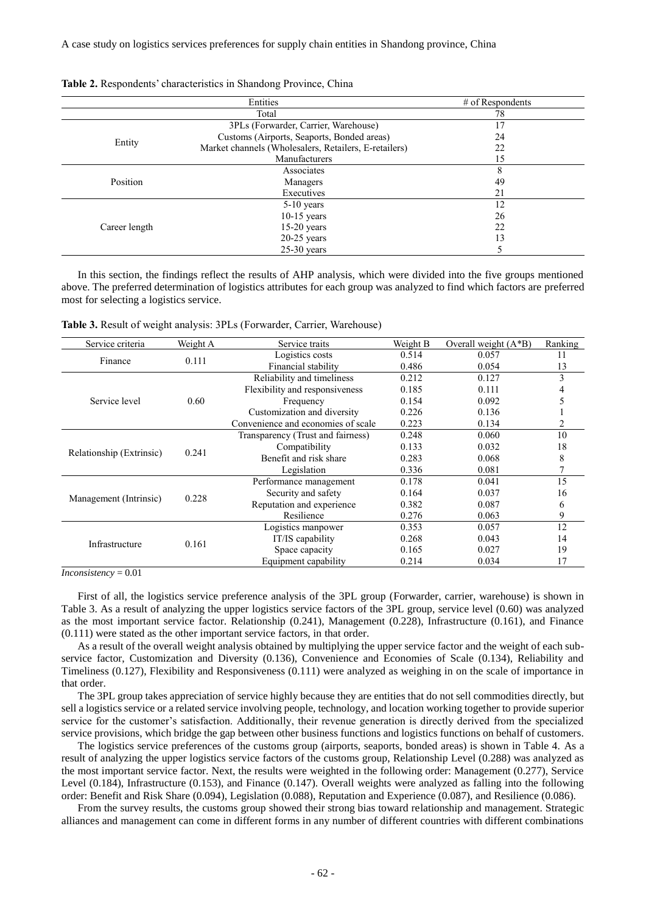**Table 2.** Respondents' characteristics in Shandong Province, China

| | Entities | # of Respondents |
|---|---|---|
| | Total | 78 |
| Entity | 3PLs (Forwarder, Carrier, Warehouse) | 17 |
| | Customs (Airports, Seaports, Bonded areas) | 24 |
| | Market channels (Wholesalers, Retailers, E-retailers) | 22 |
| | Manufacturers | 15 |
| Position | Associates | 8 |
| | Managers | 49 |
| | Executives | 21 |
| Career length | 5-10 years | 12 |
| | 10-15 years | 26 |
| | 15-20 years | 22 |
| | 20-25 years | 13 |
| | 25-30 years | 5 |

In this section, the findings reflect the results of AHP analysis, which were divided into the five groups mentioned above. The preferred determination of logistics attributes for each group was analyzed to find which factors are preferred most for selecting a logistics service.

**Table 3.** Result of weight analysis: 3PLs (Forwarder, Carrier, Warehouse)

| Service criteria | Weight A | Service traits | Weight B | Overall weight (A*B) | Ranking |
|---|---|---|---|---|---|
| Finance | 0.111 | Logistics costs | 0.514 | 0.057 | 11 |
| | | Financial stability | 0.486 | 0.054 | 13 |
| Service level | 0.60 | Reliability and timeliness | 0.212 | 0.127 | 3 |
| | | Flexibility and responsiveness | 0.185 | 0.111 | 4 |
| | | Frequency | 0.154 | 0.092 | 5 |
| | | Customization and diversity | 0.226 | 0.136 | 1 |
| | | Convenience and economies of scale | 0.223 | 0.134 | 2 |
| Relationship (Extrinsic) | 0.241 | Transparency (Trust and fairness) | 0.248 | 0.060 | 10 |
| | | Compatibility | 0.133 | 0.032 | 18 |
| | | Benefit and risk share | 0.283 | 0.068 | 8 |
| | | Legislation | 0.336 | 0.081 | 7 |
| Management (Intrinsic) | 0.228 | Performance management | 0.178 | 0.041 | 15 |
| | | Security and safety | 0.164 | 0.037 | 16 |
| | | Reputation and experience | 0.382 | 0.087 | 6 |
| | | Resilience | 0.276 | 0.063 | 9 |
| Infrastructure | 0.161 | Logistics manpower | 0.353 | 0.057 | 12 |
| | | IT/IS capability | 0.268 | 0.043 | 14 |
| | | Space capacity | 0.165 | 0.027 | 19 |
| | | Equipment capability | 0.214 | 0.034 | 17 |

*Inconsistency* = 0.01

First of all, the logistics service preference analysis of the 3PL group (Forwarder, carrier, warehouse) is shown in Table 3. As a result of analyzing the upper logistics service factors of the 3PL group, service level (0.60) was analyzed as the most important service factor. Relationship (0.241), Management (0.228), Infrastructure (0.161), and Finance (0.111) were stated as the other important service factors, in that order.

As a result of the overall weight analysis obtained by multiplying the upper service factor and the weight of each sub-service factor, Customization and Diversity (0.136), Convenience and Economies of Scale (0.134), Reliability and Timeliness (0.127), Flexibility and Responsiveness (0.111) were analyzed as weighing in on the scale of importance in that order.

The 3PL group takes appreciation of service highly because they are entities that do not sell commodities directly, but sell a logistics service or a related service involving people, technology, and location working together to provide superior service for the customer's satisfaction. Additionally, their revenue generation is directly derived from the specialized service provisions, which bridge the gap between other business functions and logistics functions on behalf of customers.

The logistics service preferences of the customs group (airports, seaports, bonded areas) is shown in Table 4. As a result of analyzing the upper logistics service factors of the customs group, Relationship Level (0.288) was analyzed as the most important service factor. Next, the results were weighted in the following order: Management (0.277), Service Level (0.184), Infrastructure (0.153), and Finance (0.147). Overall weights were analyzed as falling into the following order: Benefit and Risk Share (0.094), Legislation (0.088), Reputation and Experience (0.087), and Resilience (0.086).

From the survey results, the customs group showed their strong bias toward relationship and management. Strategic alliances and management can come in different forms in any number of different countries with different combinations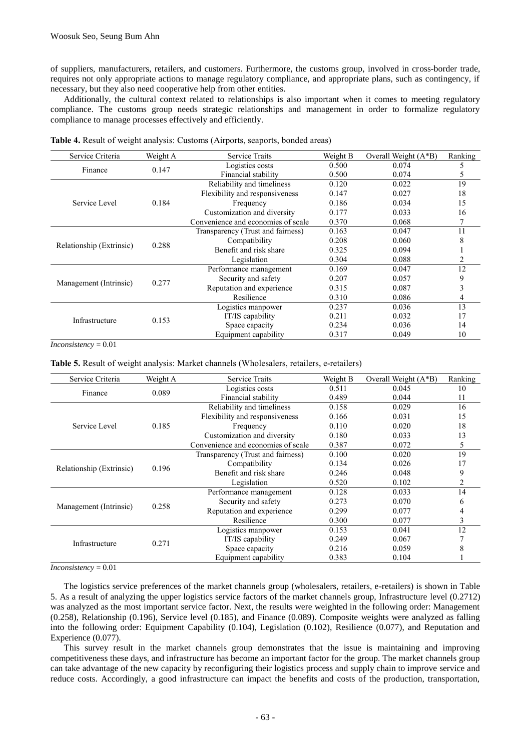of suppliers, manufacturers, retailers, and customers. Furthermore, the customs group, involved in cross-border trade, requires not only appropriate actions to manage regulatory compliance, and appropriate plans, such as contingency, if necessary, but they also need cooperative help from other entities.

Additionally, the cultural context related to relationships is also important when it comes to meeting regulatory compliance. The customs group needs strategic relationships and management in order to formalize regulatory compliance to manage processes effectively and efficiently.

**Table 4.** Result of weight analysis: Customs (Airports, seaports, bonded areas)

| Service Criteria | Weight A | Service Traits | Weight B | Overall Weight (A*B) | Ranking |
|---|---|---|---|---|---|
| Finance | 0.147 | Logistics costs | 0.500 | 0.074 | 5 |
| | | Financial stability | 0.500 | 0.074 | 5 |
| Service Level | 0.184 | Reliability and timeliness | 0.120 | 0.022 | 19 |
| | | Flexibility and responsiveness | 0.147 | 0.027 | 18 |
| | | Frequency | 0.186 | 0.034 | 15 |
| | | Customization and diversity | 0.177 | 0.033 | 16 |
| | | Convenience and economies of scale | 0.370 | 0.068 | 7 |
| Relationship (Extrinsic) | 0.288 | Transparency (Trust and fairness) | 0.163 | 0.047 | 11 |
| | | Compatibility | 0.208 | 0.060 | 8 |
| | | Benefit and risk share | 0.325 | 0.094 | 1 |
| | | Legislation | 0.304 | 0.088 | 2 |
| Management (Intrinsic) | 0.277 | Performance management | 0.169 | 0.047 | 12 |
| | | Security and safety | 0.207 | 0.057 | 9 |
| | | Reputation and experience | 0.315 | 0.087 | 3 |
| | | Resilience | 0.310 | 0.086 | 4 |
| Infrastructure | 0.153 | Logistics manpower | 0.237 | 0.036 | 13 |
| | | IT/IS capability | 0.211 | 0.032 | 17 |
| | | Space capacity | 0.234 | 0.036 | 14 |
| | | Equipment capability | 0.317 | 0.049 | 10 |

*Inconsistency* = 0.01

**Table 5.** Result of weight analysis: Market channels (Wholesalers, retailers, e-retailers)

| Service Criteria | Weight A | Service Traits | Weight B | Overall Weight (A*B) | Ranking |
|---|---|---|---|---|---|
| Finance | 0.089 | Logistics costs | 0.511 | 0.045 | 10 |
| | | Financial stability | 0.489 | 0.044 | 11 |
| Service Level | 0.185 | Reliability and timeliness | 0.158 | 0.029 | 16 |
| | | Flexibility and responsiveness | 0.166 | 0.031 | 15 |
| | | Frequency | 0.110 | 0.020 | 18 |
| | | Customization and diversity | 0.180 | 0.033 | 13 |
| | | Convenience and economies of scale | 0.387 | 0.072 | 5 |
| Relationship (Extrinsic) | 0.196 | Transparency (Trust and fairness) | 0.100 | 0.020 | 19 |
| | | Compatibility | 0.134 | 0.026 | 17 |
| | | Benefit and risk share | 0.246 | 0.048 | 9 |
| | | Legislation | 0.520 | 0.102 | 2 |
| Management (Intrinsic) | 0.258 | Performance management | 0.128 | 0.033 | 14 |
| | | Security and safety | 0.273 | 0.070 | 6 |
| | | Reputation and experience | 0.299 | 0.077 | 4 |
| | | Resilience | 0.300 | 0.077 | 3 |
| Infrastructure | 0.271 | Logistics manpower | 0.153 | 0.041 | 12 |
| | | IT/IS capability | 0.249 | 0.067 | 7 |
| | | Space capacity | 0.216 | 0.059 | 8 |
| | | Equipment capability | 0.383 | 0.104 | 1 |

*Inconsistency* = 0.01

The logistics service preferences of the market channels group (wholesalers, retailers, e-retailers) is shown in Table 5. As a result of analyzing the upper logistics service factors of the market channels group, Infrastructure level (0.2712) was analyzed as the most important service factor. Next, the results were weighted in the following order: Management (0.258), Relationship (0.196), Service level (0.185), and Finance (0.089). Composite weights were analyzed as falling into the following order: Equipment Capability (0.104), Legislation (0.102), Resilience (0.077), and Reputation and Experience (0.077).

This survey result in the market channels group demonstrates that the issue is maintaining and improving competitiveness these days, and infrastructure has become an important factor for the group. The market channels group can take advantage of the new capacity by reconfiguring their logistics process and supply chain to improve service and reduce costs. Accordingly, a good infrastructure can impact the benefits and costs of the production, transportation,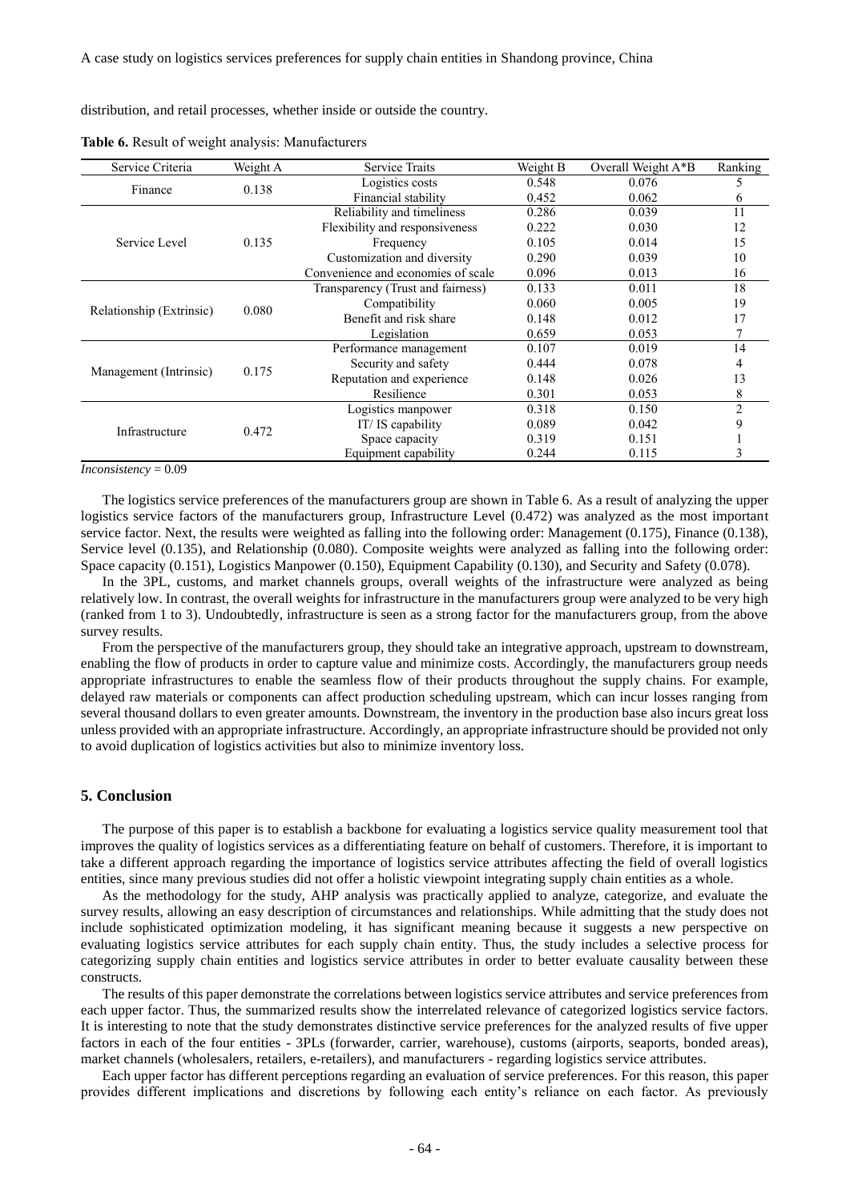distribution, and retail processes, whether inside or outside the country.

**Table 6.** Result of weight analysis: Manufacturers

| Service Criteria | Weight A | Service Traits | Weight B | Overall Weight A*B | Ranking |
|---|---|---|---|---|---|
| Finance | 0.138 | Logistics costs | 0.548 | 0.076 | 5 |
| | | Financial stability | 0.452 | 0.062 | 6 |
| Service Level | 0.135 | Reliability and timeliness | 0.286 | 0.039 | 11 |
| | | Flexibility and responsiveness | 0.222 | 0.030 | 12 |
| | | Frequency | 0.105 | 0.014 | 15 |
| | | Customization and diversity | 0.290 | 0.039 | 10 |
| | | Convenience and economies of scale | 0.096 | 0.013 | 16 |
| Relationship (Extrinsic) | 0.080 | Transparency (Trust and fairness) | 0.133 | 0.011 | 18 |
| | | Compatibility | 0.060 | 0.005 | 19 |
| | | Benefit and risk share | 0.148 | 0.012 | 17 |
| | | Legislation | 0.659 | 0.053 | 7 |
| Management (Intrinsic) | 0.175 | Performance management | 0.107 | 0.019 | 14 |
| | | Security and safety | 0.444 | 0.078 | 4 |
| | | Reputation and experience | 0.148 | 0.026 | 13 |
| | | Resilience | 0.301 | 0.053 | 8 |
| Infrastructure | 0.472 | Logistics manpower | 0.318 | 0.150 | 2 |
| | | IT/ IS capability | 0.089 | 0.042 | 9 |
| | | Space capacity | 0.319 | 0.151 | 1 |
| | | Equipment capability | 0.244 | 0.115 | 3 |

*Inconsistency* = 0.09

The logistics service preferences of the manufacturers group are shown in Table 6. As a result of analyzing the upper logistics service factors of the manufacturers group, Infrastructure Level (0.472) was analyzed as the most important service factor. Next, the results were weighted as falling into the following order: Management (0.175), Finance (0.138), Service level (0.135), and Relationship (0.080). Composite weights were analyzed as falling into the following order: Space capacity (0.151), Logistics Manpower (0.150), Equipment Capability (0.130), and Security and Safety (0.078).

In the 3PL, customs, and market channels groups, overall weights of the infrastructure were analyzed as being relatively low. In contrast, the overall weights for infrastructure in the manufacturers group were analyzed to be very high (ranked from 1 to 3). Undoubtedly, infrastructure is seen as a strong factor for the manufacturers group, from the above survey results.

From the perspective of the manufacturers group, they should take an integrative approach, upstream to downstream, enabling the flow of products in order to capture value and minimize costs. Accordingly, the manufacturers group needs appropriate infrastructures to enable the seamless flow of their products throughout the supply chains. For example, delayed raw materials or components can affect production scheduling upstream, which can incur losses ranging from several thousand dollars to even greater amounts. Downstream, the inventory in the production base also incurs great loss unless provided with an appropriate infrastructure. Accordingly, an appropriate infrastructure should be provided not only to avoid duplication of logistics activities but also to minimize inventory loss.

## 5. Conclusion

The purpose of this paper is to establish a backbone for evaluating a logistics service quality measurement tool that improves the quality of logistics services as a differentiating feature on behalf of customers. Therefore, it is important to take a different approach regarding the importance of logistics service attributes affecting the field of overall logistics entities, since many previous studies did not offer a holistic viewpoint integrating supply chain entities as a whole.

As the methodology for the study, AHP analysis was practically applied to analyze, categorize, and evaluate the survey results, allowing an easy description of circumstances and relationships. While admitting that the study does not include sophisticated optimization modeling, it has significant meaning because it suggests a new perspective on evaluating logistics service attributes for each supply chain entity. Thus, the study includes a selective process for categorizing supply chain entities and logistics service attributes in order to better evaluate causality between these constructs.

The results of this paper demonstrate the correlations between logistics service attributes and service preferences from each upper factor. Thus, the summarized results show the interrelated relevance of categorized logistics service factors. It is interesting to note that the study demonstrates distinctive service preferences for the analyzed results of five upper factors in each of the four entities - 3PLs (forwarder, carrier, warehouse), customs (airports, seaports, bonded areas), market channels (wholesalers, retailers, e-retailers), and manufacturers - regarding logistics service attributes.

Each upper factor has different perceptions regarding an evaluation of service preferences. For this reason, this paper provides different implications and discretions by following each entity's reliance on each factor. As previously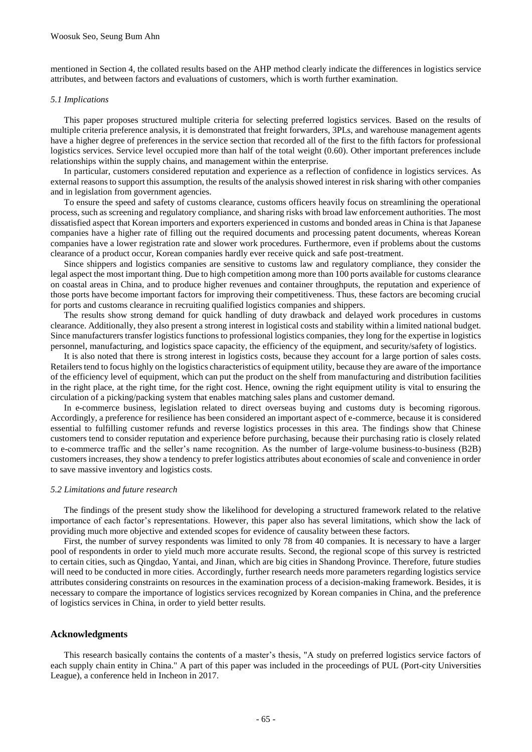mentioned in Section 4, the collated results based on the AHP method clearly indicate the differences in logistics service attributes, and between factors and evaluations of customers, which is worth further examination.

### *5.1 Implications*

This paper proposes structured multiple criteria for selecting preferred logistics services. Based on the results of multiple criteria preference analysis, it is demonstrated that freight forwarders, 3PLs, and warehouse management agents have a higher degree of preferences in the service section that recorded all of the first to the fifth factors for professional logistics services. Service level occupied more than half of the total weight (0.60). Other important preferences include relationships within the supply chains, and management within the enterprise.

In particular, customers considered reputation and experience as a reflection of confidence in logistics services. As external reasons to support this assumption, the results of the analysis showed interest in risk sharing with other companies and in legislation from government agencies.

To ensure the speed and safety of customs clearance, customs officers heavily focus on streamlining the operational process, such as screening and regulatory compliance, and sharing risks with broad law enforcement authorities. The most dissatisfied aspect that Korean importers and exporters experienced in customs and bonded areas in China is that Japanese companies have a higher rate of filling out the required documents and processing patent documents, whereas Korean companies have a lower registration rate and slower work procedures. Furthermore, even if problems about the customs clearance of a product occur, Korean companies hardly ever receive quick and safe post-treatment.

Since shippers and logistics companies are sensitive to customs law and regulatory compliance, they consider the legal aspect the most important thing. Due to high competition among more than 100 ports available for customs clearance on coastal areas in China, and to produce higher revenues and container throughputs, the reputation and experience of those ports have become important factors for improving their competitiveness. Thus, these factors are becoming crucial for ports and customs clearance in recruiting qualified logistics companies and shippers.

The results show strong demand for quick handling of duty drawback and delayed work procedures in customs clearance. Additionally, they also present a strong interest in logistical costs and stability within a limited national budget. Since manufacturers transfer logistics functions to professional logistics companies, they long for the expertise in logistics personnel, manufacturing, and logistics space capacity, the efficiency of the equipment, and security/safety of logistics.

It is also noted that there is strong interest in logistics costs, because they account for a large portion of sales costs. Retailers tend to focus highly on the logistics characteristics of equipment utility, because they are aware of the importance of the efficiency level of equipment, which can put the product on the shelf from manufacturing and distribution facilities in the right place, at the right time, for the right cost. Hence, owning the right equipment utility is vital to ensuring the circulation of a picking/packing system that enables matching sales plans and customer demand.

In e-commerce business, legislation related to direct overseas buying and customs duty is becoming rigorous. Accordingly, a preference for resilience has been considered an important aspect of e-commerce, because it is considered essential to fulfilling customer refunds and reverse logistics processes in this area. The findings show that Chinese customers tend to consider reputation and experience before purchasing, because their purchasing ratio is closely related to e-commerce traffic and the seller's name recognition. As the number of large-volume business-to-business (B2B) customers increases, they show a tendency to prefer logistics attributes about economies of scale and convenience in order to save massive inventory and logistics costs.

### *5.2 Limitations and future research*

The findings of the present study show the likelihood for developing a structured framework related to the relative importance of each factor's representations. However, this paper also has several limitations, which show the lack of providing much more objective and extended scopes for evidence of causality between these factors.

First, the number of survey respondents was limited to only 78 from 40 companies. It is necessary to have a larger pool of respondents in order to yield much more accurate results. Second, the regional scope of this survey is restricted to certain cities, such as Qingdao, Yantai, and Jinan, which are big cities in Shandong Province. Therefore, future studies will need to be conducted in more cities. Accordingly, further research needs more parameters regarding logistics service attributes considering constraints on resources in the examination process of a decision-making framework. Besides, it is necessary to compare the importance of logistics services recognized by Korean companies in China, and the preference of logistics services in China, in order to yield better results.

## Acknowledgments

This research basically contains the contents of a master's thesis, "A study on preferred logistics service factors of each supply chain entity in China." A part of this paper was included in the proceedings of PUL (Port-city Universities League), a conference held in Incheon in 2017.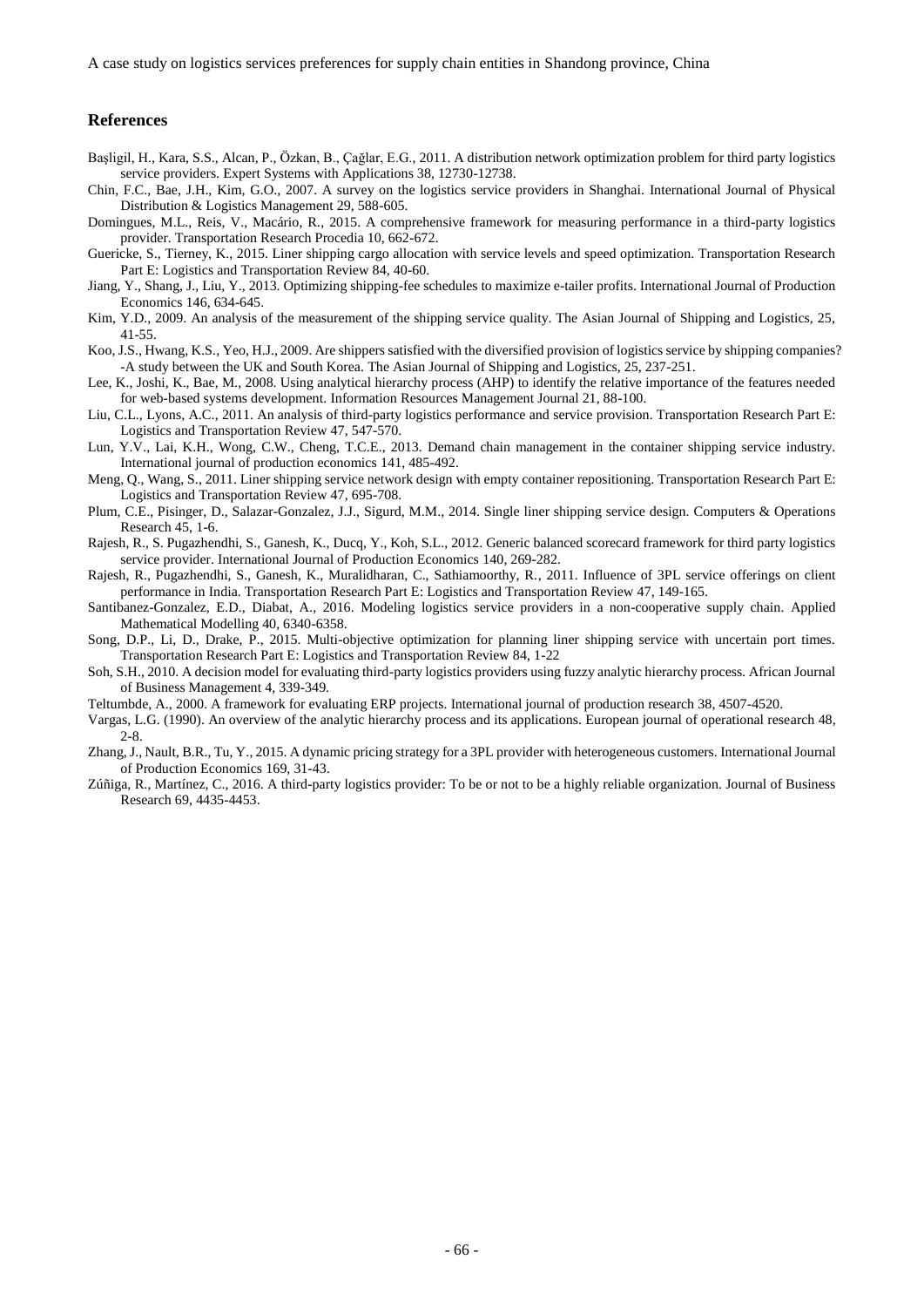## References

Başligil, H., Kara, S.S., Alcan, P., Özkan, B., Çağlar, E.G., 2011. A distribution network optimization problem for third party logistics service providers. Expert Systems with Applications 38, 12730-12738.

Chin, F.C., Bae, J.H., Kim, G.O., 2007. A survey on the logistics service providers in Shanghai. International Journal of Physical Distribution & Logistics Management 29, 588-605.

Domingues, M.L., Reis, V., Macário, R., 2015. A comprehensive framework for measuring performance in a third-party logistics provider. Transportation Research Procedia 10, 662-672.

Guericke, S., Tierney, K., 2015. Liner shipping cargo allocation with service levels and speed optimization. Transportation Research Part E: Logistics and Transportation Review 84, 40-60.

Jiang, Y., Shang, J., Liu, Y., 2013. Optimizing shipping-fee schedules to maximize e-tailer profits. International Journal of Production Economics 146, 634-645.

Kim, Y.D., 2009. An analysis of the measurement of the shipping service quality. The Asian Journal of Shipping and Logistics, 25, 41-55.

Koo, J.S., Hwang, K.S., Yeo, H.J., 2009. Are shippers satisfied with the diversified provision of logistics service by shipping companies? -A study between the UK and South Korea. The Asian Journal of Shipping and Logistics, 25, 237-251.

Lee, K., Joshi, K., Bae, M., 2008. Using analytical hierarchy process (AHP) to identify the relative importance of the features needed for web-based systems development. Information Resources Management Journal 21, 88-100.

Liu, C.L., Lyons, A.C., 2011. An analysis of third-party logistics performance and service provision. Transportation Research Part E: Logistics and Transportation Review 47, 547-570.

Lun, Y.V., Lai, K.H., Wong, C.W., Cheng, T.C.E., 2013. Demand chain management in the container shipping service industry. International journal of production economics 141, 485-492.

Meng, Q., Wang, S., 2011. Liner shipping service network design with empty container repositioning. Transportation Research Part E: Logistics and Transportation Review 47, 695-708.

Plum, C.E., Pisinger, D., Salazar-Gonzalez, J.J., Sigurd, M.M., 2014. Single liner shipping service design. Computers & Operations Research 45, 1-6.

Rajesh, R., S. Pugazhendhi, S., Ganesh, K., Ducq, Y., Koh, S.L., 2012. Generic balanced scorecard framework for third party logistics service provider. International Journal of Production Economics 140, 269-282.

Rajesh, R., Pugazhendhi, S., Ganesh, K., Muralidharan, C., Sathiamoorthy, R., 2011. Influence of 3PL service offerings on client performance in India. Transportation Research Part E: Logistics and Transportation Review 47, 149-165.

Santibanez-Gonzalez, E.D., Diabat, A., 2016. Modeling logistics service providers in a non-cooperative supply chain. Applied Mathematical Modelling 40, 6340-6358.

Song, D.P., Li, D., Drake, P., 2015. Multi-objective optimization for planning liner shipping service with uncertain port times. Transportation Research Part E: Logistics and Transportation Review 84, 1-22

Soh, S.H., 2010. A decision model for evaluating third-party logistics providers using fuzzy analytic hierarchy process. African Journal of Business Management 4, 339-349.

Teltumbde, A., 2000. A framework for evaluating ERP projects. International journal of production research 38, 4507-4520.

Vargas, L.G. (1990). An overview of the analytic hierarchy process and its applications. European journal of operational research 48, 2-8.

Zhang, J., Nault, B.R., Tu, Y., 2015. A dynamic pricing strategy for a 3PL provider with heterogeneous customers. International Journal of Production Economics 169, 31-43.

Zúñiga, R., Martínez, C., 2016. A third-party logistics provider: To be or not to be a highly reliable organization. Journal of Business Research 69, 4435-4453.